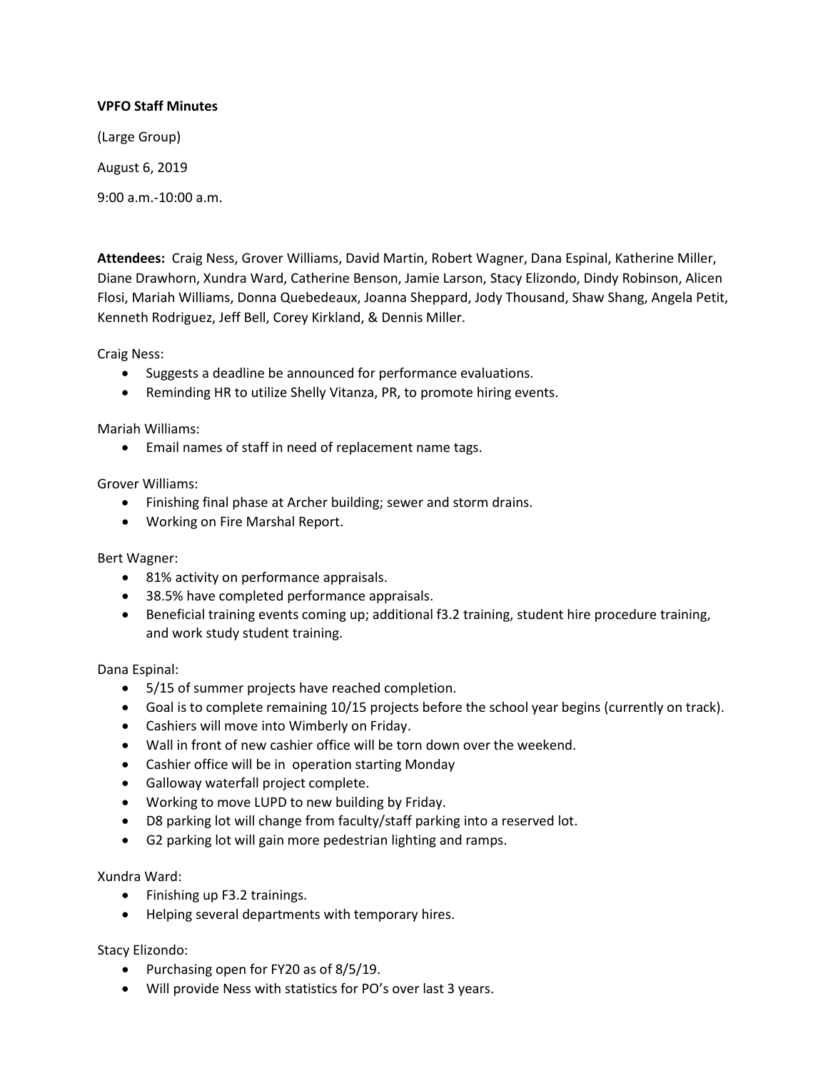**VPFO Staff Minutes**

(Large Group)

August 6, 2019

9:00 a.m.-10:00 a.m.

**Attendees:** Craig Ness, Grover Williams, David Martin, Robert Wagner, Dana Espinal, Katherine Miller, Diane Drawhorn, Xundra Ward, Catherine Benson, Jamie Larson, Stacy Elizondo, Dindy Robinson, Alicen Flosi, Mariah Williams, Donna Quebedeaux, Joanna Sheppard, Jody Thousand, Shaw Shang, Angela Petit, Kenneth Rodriguez, Jeff Bell, Corey Kirkland, & Dennis Miller.

Craig Ness:

- Suggests a deadline be announced for performance evaluations.
- Reminding HR to utilize Shelly Vitanza, PR, to promote hiring events.

Mariah Williams:

- Email names of staff in need of replacement name tags.

Grover Williams:

- Finishing final phase at Archer building; sewer and storm drains.
- Working on Fire Marshal Report.

Bert Wagner:

- 81% activity on performance appraisals.
- 38.5% have completed performance appraisals.
- Beneficial training events coming up; additional f3.2 training, student hire procedure training, and work study student training.

Dana Espinal:

- 5/15 of summer projects have reached completion.
- Goal is to complete remaining 10/15 projects before the school year begins (currently on track).
- Cashiers will move into Wimberly on Friday.
- Wall in front of new cashier office will be torn down over the weekend.
- Cashier office will be in operation starting Monday
- Galloway waterfall project complete.
- Working to move LUPD to new building by Friday.
- D8 parking lot will change from faculty/staff parking into a reserved lot.
- G2 parking lot will gain more pedestrian lighting and ramps.

Xundra Ward:

- Finishing up F3.2 trainings.
- Helping several departments with temporary hires.

Stacy Elizondo:

- Purchasing open for FY20 as of 8/5/19.
- Will provide Ness with statistics for PO's over last 3 years.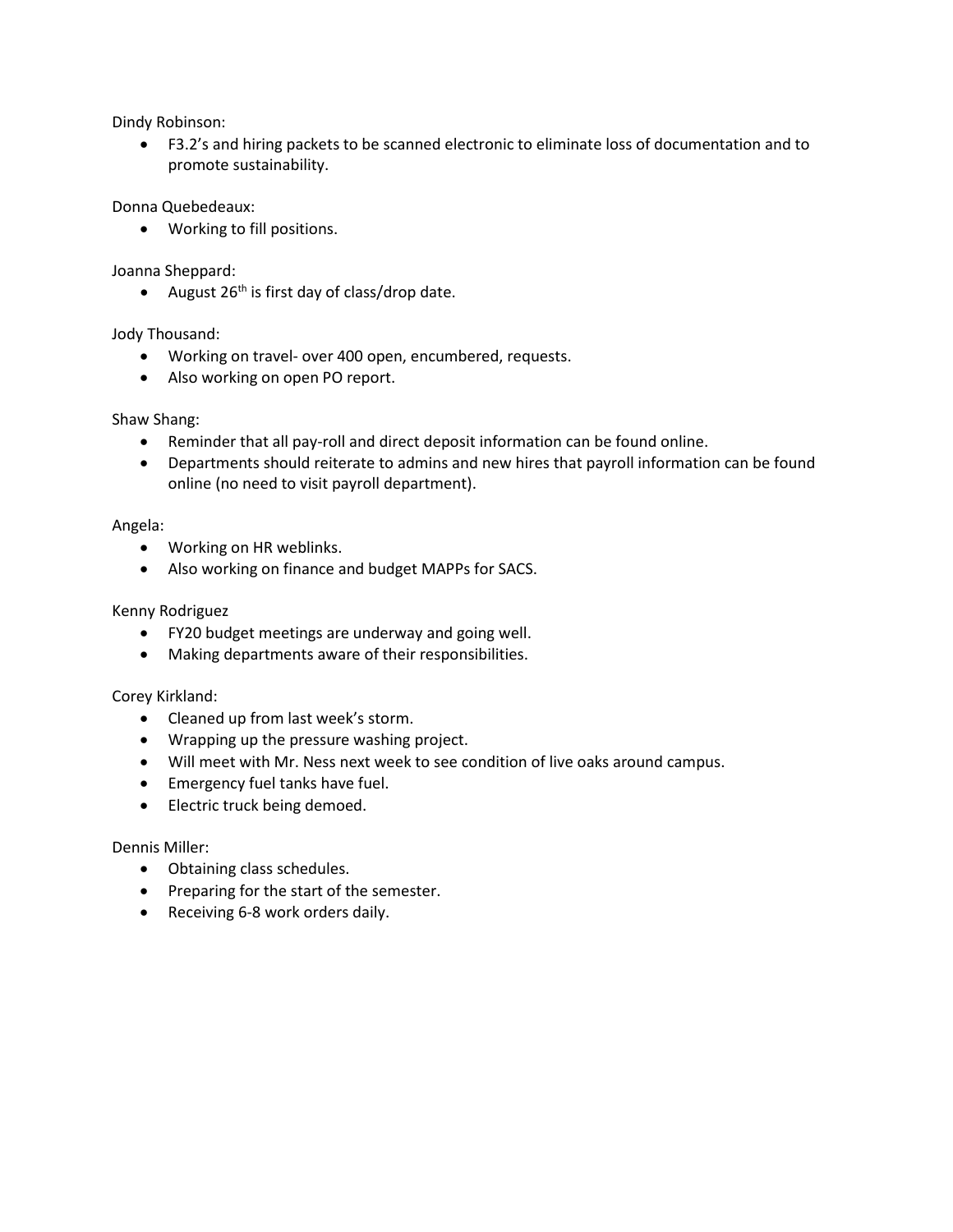Dindy Robinson:

- F3.2's and hiring packets to be scanned electronic to eliminate loss of documentation and to promote sustainability.

Donna Quebedeaux:

- Working to fill positions.

Joanna Sheppard:

- August 26th is first day of class/drop date.

Jody Thousand:

- Working on travel- over 400 open, encumbered, requests.
- Also working on open PO report.

Shaw Shang:

- Reminder that all pay-roll and direct deposit information can be found online.
- Departments should reiterate to admins and new hires that payroll information can be found online (no need to visit payroll department).

Angela:

- Working on HR weblinks.
- Also working on finance and budget MAPPs for SACS.

Kenny Rodriguez

- FY20 budget meetings are underway and going well.
- Making departments aware of their responsibilities.

Corey Kirkland:

- Cleaned up from last week's storm.
- Wrapping up the pressure washing project.
- Will meet with Mr. Ness next week to see condition of live oaks around campus.
- Emergency fuel tanks have fuel.
- Electric truck being demoed.

Dennis Miller:

- Obtaining class schedules.
- Preparing for the start of the semester.
- Receiving 6-8 work orders daily.